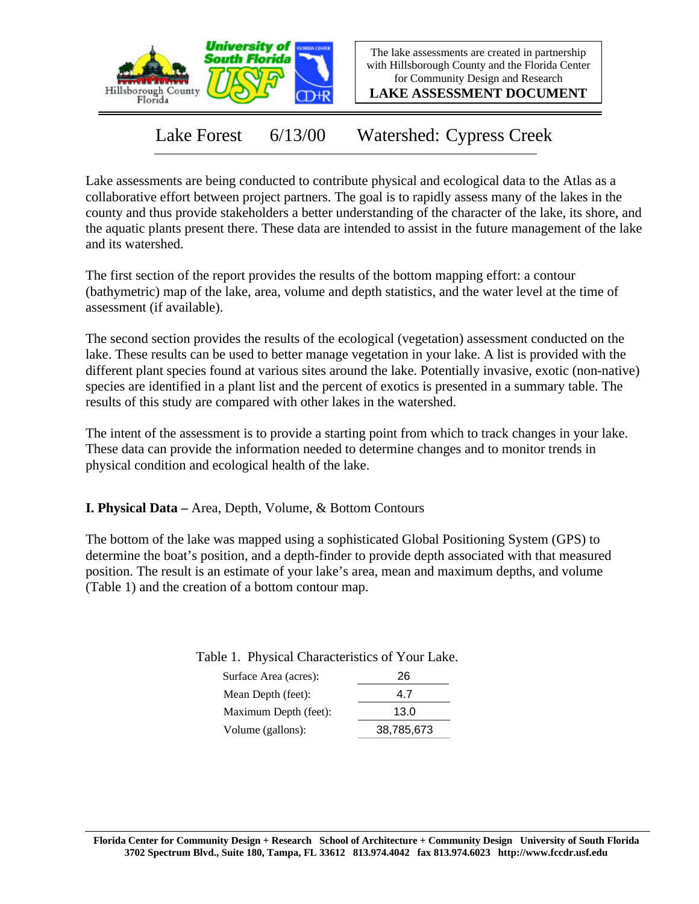The lake assessments are created in partnership with Hillsborough County and the Florida Center for Community Design and Research

**LAKE ASSESSMENT DOCUMENT**

# Lake Forest 6/13/00 Watershed: Cypress Creek

Lake assessments are being conducted to contribute physical and ecological data to the Atlas as a collaborative effort between project partners. The goal is to rapidly assess many of the lakes in the county and thus provide stakeholders a better understanding of the character of the lake, its shore, and the aquatic plants present there. These data are intended to assist in the future management of the lake and its watershed.

The first section of the report provides the results of the bottom mapping effort: a contour (bathymetric) map of the lake, area, volume and depth statistics, and the water level at the time of assessment (if available).

The second section provides the results of the ecological (vegetation) assessment conducted on the lake. These results can be used to better manage vegetation in your lake. A list is provided with the different plant species found at various sites around the lake. Potentially invasive, exotic (non-native) species are identified in a plant list and the percent of exotics is presented in a summary table. The results of this study are compared with other lakes in the watershed.

The intent of the assessment is to provide a starting point from which to track changes in your lake. These data can provide the information needed to determine changes and to monitor trends in physical condition and ecological health of the lake.

**I. Physical Data –** Area, Depth, Volume, & Bottom Contours

The bottom of the lake was mapped using a sophisticated Global Positioning System (GPS) to determine the boat's position, and a depth-finder to provide depth associated with that measured position. The result is an estimate of your lake's area, mean and maximum depths, and volume (Table 1) and the creation of a bottom contour map.

Table 1. Physical Characteristics of Your Lake.

| Characteristic | Value |
| --- | --- |
| Surface Area (acres): | 26 |
| Mean Depth (feet): | 4.7 |
| Maximum Depth (feet): | 13.0 |
| Volume (gallons): | 38,785,673 |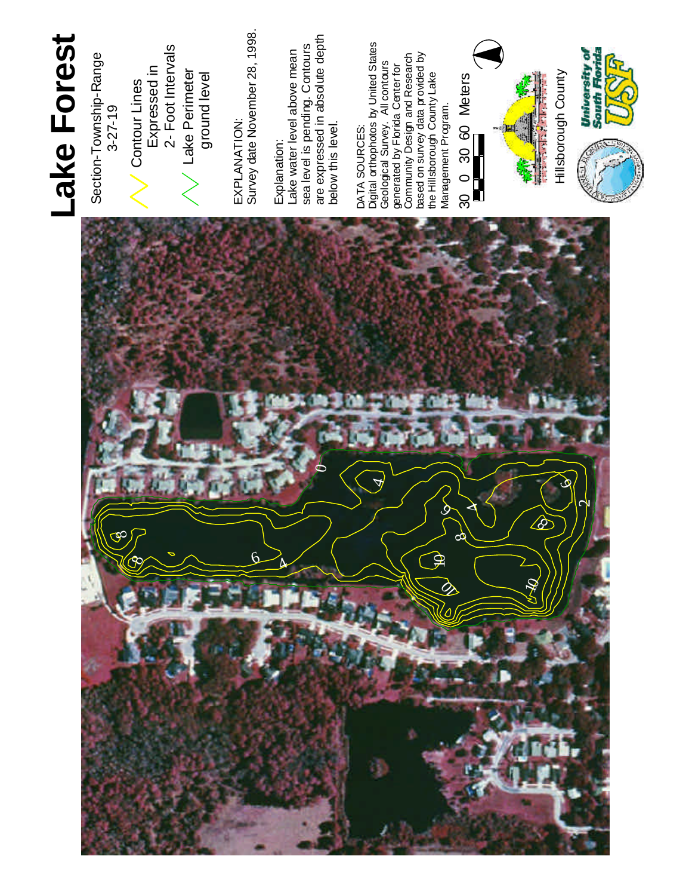# Lake Forest

Section-Township-Range
3-27-19

Contour Lines
Expressed in
2- Foot Intervals

Lake Perimeter
ground level

EXPLANATION:
Survey date November 28, 1998.

Explanation:
Lake water level above mean sea level is pending. Contours are expressed in absolute depth below this level.

DATA SOURCES:
Digital orthophotos by United States Geological Survey. All contours generated by Florida Center for Community Design and Research based on survey data provided by the Hillsborough County Lake Management Program.

30 0 30 60 Meters

Hillsborough County

University of South Florida USF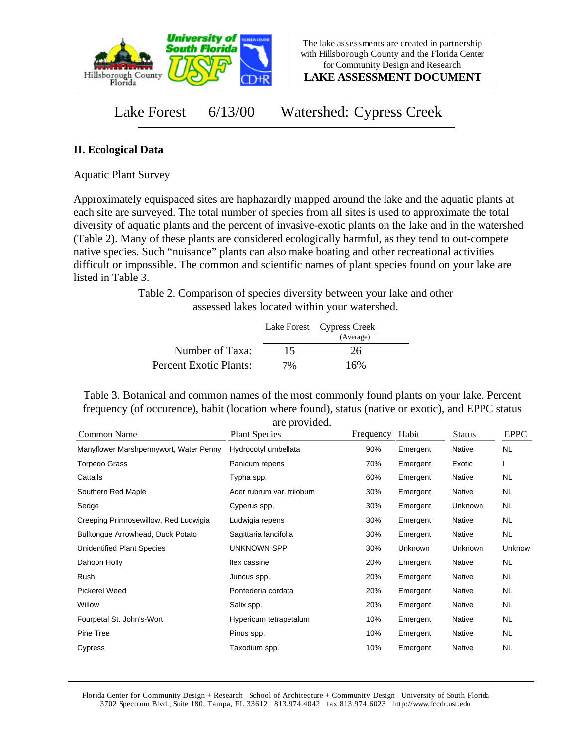The lake assessments are created in partnership with Hillsborough County and the Florida Center for Community Design and Research

**LAKE ASSESSMENT DOCUMENT**

Lake Forest 6/13/00 Watershed: Cypress Creek

## II. Ecological Data

Aquatic Plant Survey

Approximately equispaced sites are haphazardly mapped around the lake and the aquatic plants at each site are surveyed. The total number of species from all sites is used to approximate the total diversity of aquatic plants and the percent of invasive-exotic plants on the lake and in the watershed (Table 2). Many of these plants are considered ecologically harmful, as they tend to out-compete native species. Such "nuisance" plants can also make boating and other recreational activities difficult or impossible. The common and scientific names of plant species found on your lake are listed in Table 3.

Table 2. Comparison of species diversity between your lake and other assessed lakes located within your watershed.

| | Lake Forest | Cypress Creek (Average) |
|---|---|---|
| Number of Taxa: | 15 | 26 |
| Percent Exotic Plants: | 7% | 16% |

Table 3. Botanical and common names of the most commonly found plants on your lake. Percent frequency (of occurence), habit (location where found), status (native or exotic), and EPPC status are provided.

| Common Name | Plant Species | Frequency | Habit | Status | EPPC |
|---|---|---|---|---|---|
| Manyflower Marshpennywort, Water Penny | Hydrocotyl umbellata | 90% | Emergent | Native | NL |
| Torpedo Grass | Panicum repens | 70% | Emergent | Exotic | I |
| Cattails | Typha spp. | 60% | Emergent | Native | NL |
| Southern Red Maple | Acer rubrum var. trilobum | 30% | Emergent | Native | NL |
| Sedge | Cyperus spp. | 30% | Emergent | Unknown | NL |
| Creeping Primrosewillow, Red Ludwigia | Ludwigia repens | 30% | Emergent | Native | NL |
| Bulltongue Arrowhead, Duck Potato | Sagittaria lancifolia | 30% | Emergent | Native | NL |
| Unidentified Plant Species | UNKNOWN SPP | 30% | Unknown | Unknown | Unknow |
| Dahoon Holly | Ilex cassine | 20% | Emergent | Native | NL |
| Rush | Juncus spp. | 20% | Emergent | Native | NL |
| Pickerel Weed | Pontederia cordata | 20% | Emergent | Native | NL |
| Willow | Salix spp. | 20% | Emergent | Native | NL |
| Fourpetal St. John's-Wort | Hypericum tetrapetalum | 10% | Emergent | Native | NL |
| Pine Tree | Pinus spp. | 10% | Emergent | Native | NL |
| Cypress | Taxodium spp. | 10% | Emergent | Native | NL |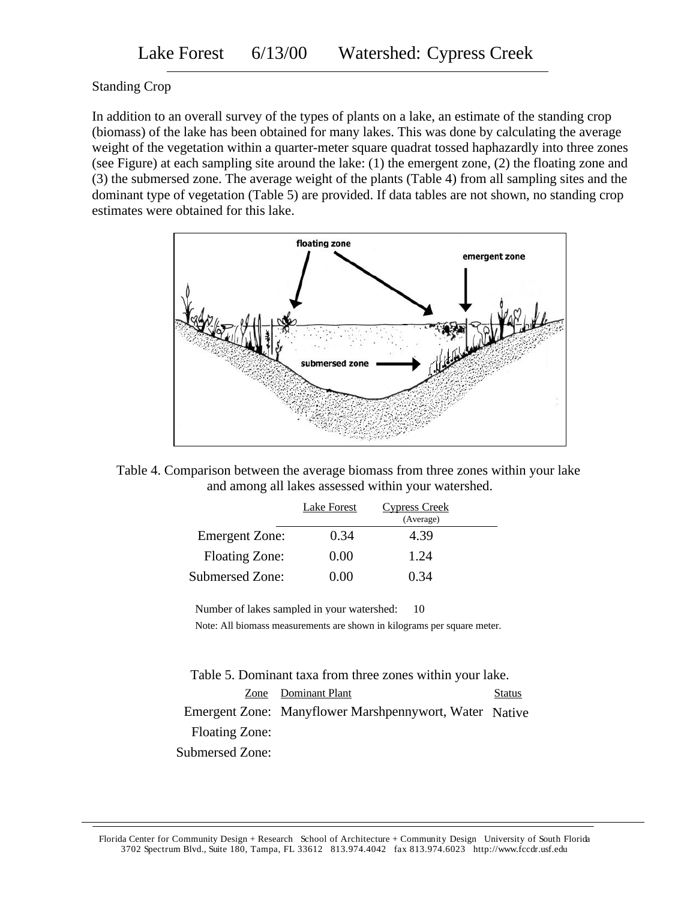# Lake Forest 6/13/00 Watershed: Cypress Creek

Standing Crop

In addition to an overall survey of the types of plants on a lake, an estimate of the standing crop (biomass) of the lake has been obtained for many lakes. This was done by calculating the average weight of the vegetation within a quarter-meter square quadrat tossed haphazardly into three zones (see Figure) at each sampling site around the lake: (1) the emergent zone, (2) the floating zone and (3) the submersed zone. The average weight of the plants (Table 4) from all sampling sites and the dominant type of vegetation (Table 5) are provided. If data tables are not shown, no standing crop estimates were obtained for this lake.

floating zone

emergent zone

submersed zone

Table 4. Comparison between the average biomass from three zones within your lake and among all lakes assessed within your watershed.

| | Lake Forest | Cypress Creek (Average) |
|---|---|---|
| Emergent Zone: | 0.34 | 4.39 |
| Floating Zone: | 0.00 | 1.24 |
| Submersed Zone: | 0.00 | 0.34 |

Number of lakes sampled in your watershed: 10

Note: All biomass measurements are shown in kilograms per square meter.

Table 5. Dominant taxa from three zones within your lake.

| Zone | Dominant Plant | Status |
|---|---|---|
| Emergent Zone: | Manyflower Marshpennywort, Water | Native |
| Floating Zone: | | |
| Submersed Zone: | | |